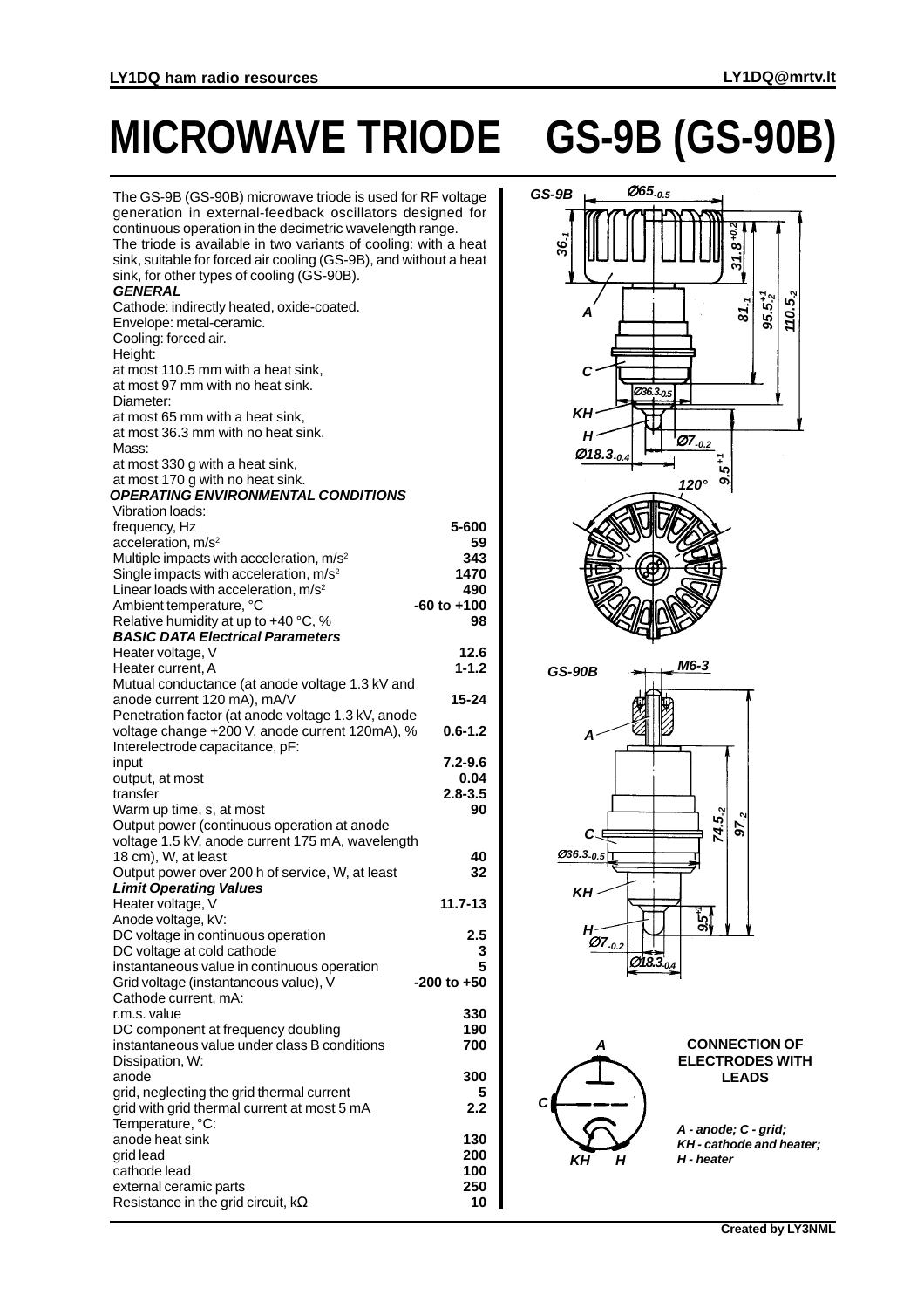# MICROWAVE TRIODE GS-9B (GS-90B)

The GS-9B (GS-90B) microwave triode is used for RF voltage generation in external-feedback oscillators designed for continuous operation in the decimetric wavelength range.
The triode is available in two variants of cooling: with a heat sink, suitable for forced air cooling (GS-9B), and without a heat sink, for other types of cooling (GS-90B).

***GENERAL***

Cathode: indirectly heated, oxide-coated.
Envelope: metal-ceramic.
Cooling: forced air.
Height:
at most 110.5 mm with a heat sink,
at most 97 mm with no heat sink.
Diameter:
at most 65 mm with a heat sink,
at most 36.3 mm with no heat sink.
Mass:
at most 330 g with a heat sink,
at most 170 g with no heat sink.

***OPERATING ENVIRONMENTAL CONDITIONS***

| Parameter | Value |
|---|---|
| Vibration loads: | |
| frequency, Hz | 5-600 |
| acceleration, m/s² | 59 |
| Multiple impacts with acceleration, m/s² | 343 |
| Single impacts with acceleration, m/s² | 1470 |
| Linear loads with acceleration, m/s² | 490 |
| Ambient temperature, °C | -60 to +100 |
| Relative humidity at up to +40 °C, % | 98 |

***BASIC DATA Electrical Parameters***

| Parameter | Value |
|---|---|
| Heater voltage, V | 12.6 |
| Heater current, A | 1-1.2 |
| Mutual conductance (at anode voltage 1.3 kV and anode current 120 mA), mA/V | 15-24 |
| Penetration factor (at anode voltage 1.3 kV, anode voltage change +200 V, anode current 120mA), % | 0.6-1.2 |
| Interelectrode capacitance, pF: | |
| input | 7.2-9.6 |
| output, at most | 0.04 |
| transfer | 2.8-3.5 |
| Warm up time, s, at most | 90 |
| Output power (continuous operation at anode voltage 1.5 kV, anode current 175 mA, wavelength 18 cm), W, at least | 40 |
| Output power over 200 h of service, W, at least | 32 |

***Limit Operating Values***

| Parameter | Value |
|---|---|
| Heater voltage, V | 11.7-13 |
| Anode voltage, kV: | |
| DC voltage in continuous operation | 2.5 |
| DC voltage at cold cathode | 3 |
| instantaneous value in continuous operation | 5 |
| Grid voltage (instantaneous value), V | -200 to +50 |
| Cathode current, mA: | |
| r.m.s. value | 330 |
| DC component at frequency doubling | 190 |
| instantaneous value under class B conditions | 700 |
| Dissipation, W: | |
| anode | 300 |
| grid, neglecting the grid thermal current | 5 |
| grid with grid thermal current at most 5 mA | 2.2 |
| Temperature, °C: | |
| anode heat sink | 130 |
| grid lead | 200 |
| cathode lead | 100 |
| external ceramic parts | 250 |
| Resistance in the grid circuit, kΩ | 10 |

GS-9B: Ø65₋₀.₅; 36₋₁; 31.8⁺⁰·²; 81₋₁; 95.5⁺¹₋₂; 110.5₋₂; Ø36.3₋₀.₅; Ø7₋₀.₂; Ø18.3₋₀.₄; 9.5⁺¹; 120°

GS-90B: M6-3; Ø36.3₋₀.₅; 74.5₋₂; 97₋₂; 9.5⁺¹; Ø7₋₀.₂; Ø18.3₋₀.₄

**CONNECTION OF ELECTRODES WITH LEADS**

*A - anode; C - grid; KH - cathode and heater; H - heater*

**Created by LY3NML**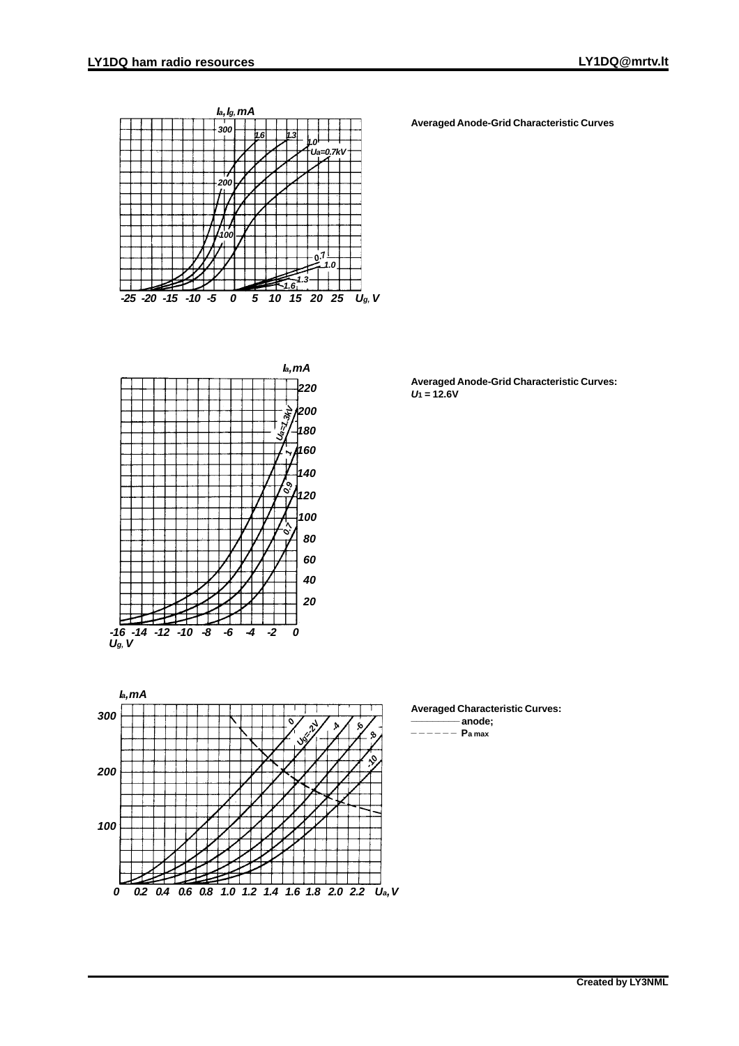$I_a, I_g$, mA

300
1.6
1.3
1.0
$U_a$=0.7kV
200
100
0.7
1.0
1.3
1.6

-25 -20 -15 -10 -5 0 5 10 15 20 25 $U_g$, V

**Averaged Anode-Grid Characteristic Curves**

$I_a$, mA

220
200
180
160
140
120
100
80
60
40
20

$U_a$=1.3kV
1
0.9
0.7

-16 -14 -12 -10 -8 -6 -4 -2 0
$U_g$, V

**Averaged Anode-Grid Characteristic Curves:**
**$U_1$ = 12.6V**

$I_a$, mA

300
200
100

0
$U_g$=2V
-4
-6
-8
-10

0 0.2 0.4 0.6 0.8 1.0 1.2 1.4 1.6 1.8 2.0 2.2 $U_a$, V

**Averaged Characteristic Curves:**
———— anode;
– – – – – $P_{a\ max}$